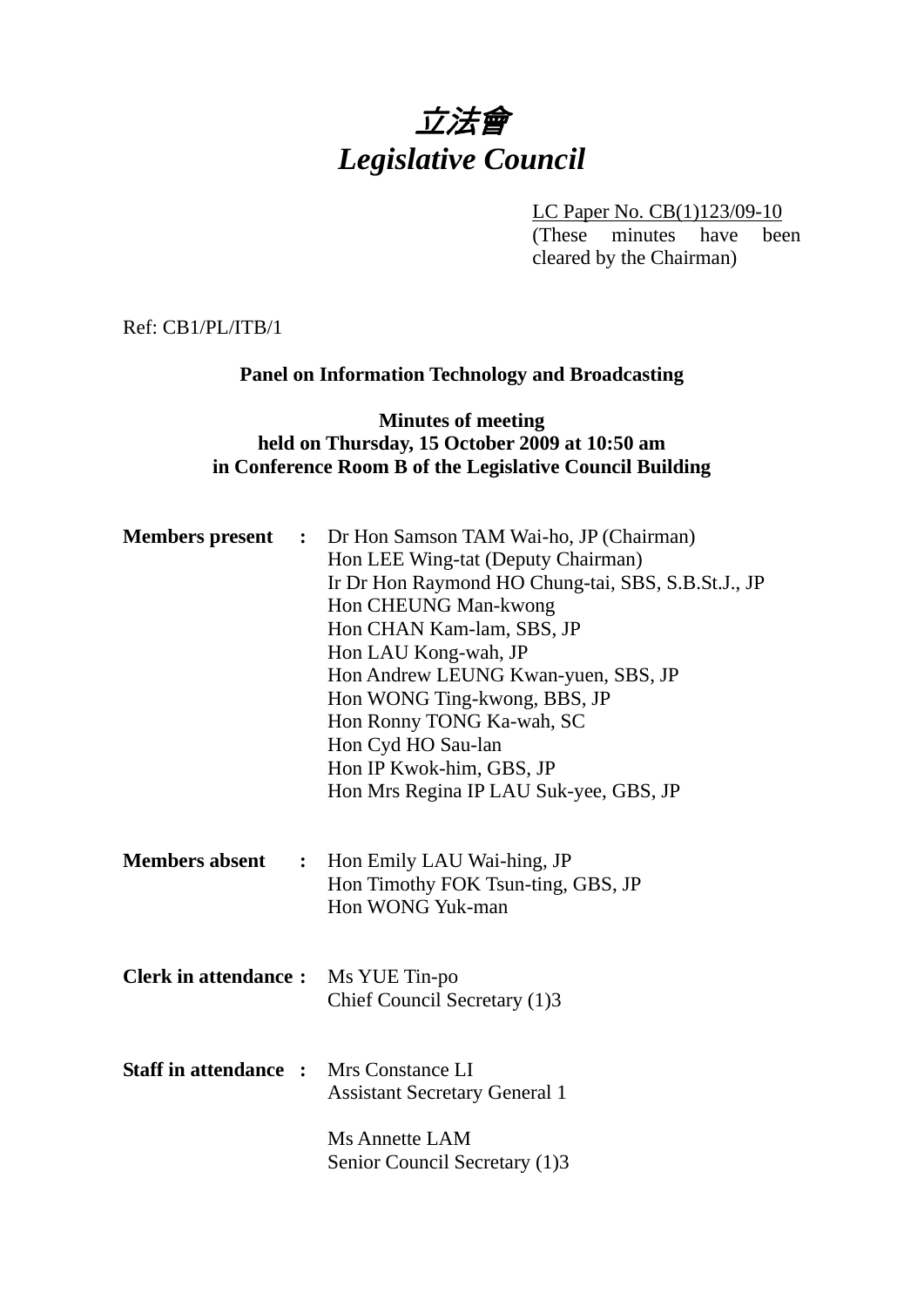# *立法會*
# *Legislative Council*

LC Paper No. CB(1)123/09-10
(These minutes have been cleared by the Chairman)

Ref: CB1/PL/ITB/1

## Panel on Information Technology and Broadcasting

### Minutes of meeting held on Thursday, 15 October 2009 at 10:50 am in Conference Room B of the Legislative Council Building

**Members present :**
Dr Hon Samson TAM Wai-ho, JP (Chairman)
Hon LEE Wing-tat (Deputy Chairman)
Ir Dr Hon Raymond HO Chung-tai, SBS, S.B.St.J., JP
Hon CHEUNG Man-kwong
Hon CHAN Kam-lam, SBS, JP
Hon LAU Kong-wah, JP
Hon Andrew LEUNG Kwan-yuen, SBS, JP
Hon WONG Ting-kwong, BBS, JP
Hon Ronny TONG Ka-wah, SC
Hon Cyd HO Sau-lan
Hon IP Kwok-him, GBS, JP
Hon Mrs Regina IP LAU Suk-yee, GBS, JP

**Members absent :**
Hon Emily LAU Wai-hing, JP
Hon Timothy FOK Tsun-ting, GBS, JP
Hon WONG Yuk-man

**Clerk in attendance :**
Ms YUE Tin-po
Chief Council Secretary (1)3

**Staff in attendance :**
Mrs Constance LI
Assistant Secretary General 1

Ms Annette LAM
Senior Council Secretary (1)3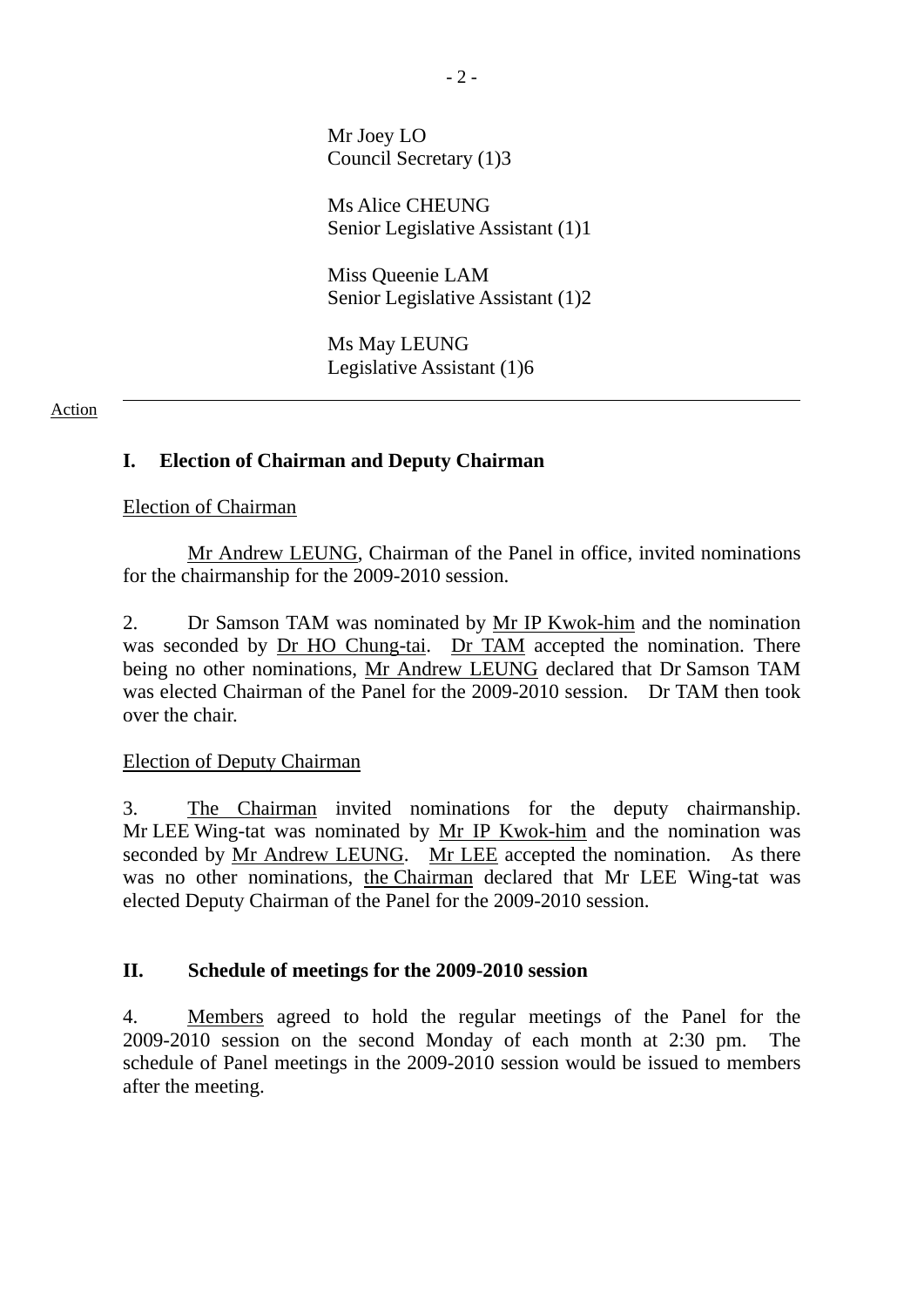Mr Joey LO
Council Secretary (1)3

Ms Alice CHEUNG
Senior Legislative Assistant (1)1

Miss Queenie LAM
Senior Legislative Assistant (1)2

Ms May LEUNG
Legislative Assistant (1)6

---

Action

## I. Election of Chairman and Deputy Chairman

Election of Chairman

Mr Andrew LEUNG, Chairman of the Panel in office, invited nominations for the chairmanship for the 2009-2010 session.

2. Dr Samson TAM was nominated by Mr IP Kwok-him and the nomination was seconded by Dr HO Chung-tai. Dr TAM accepted the nomination. There being no other nominations, Mr Andrew LEUNG declared that Dr Samson TAM was elected Chairman of the Panel for the 2009-2010 session. Dr TAM then took over the chair.

Election of Deputy Chairman

3. The Chairman invited nominations for the deputy chairmanship. Mr LEE Wing-tat was nominated by Mr IP Kwok-him and the nomination was seconded by Mr Andrew LEUNG. Mr LEE accepted the nomination. As there was no other nominations, the Chairman declared that Mr LEE Wing-tat was elected Deputy Chairman of the Panel for the 2009-2010 session.

## II. Schedule of meetings for the 2009-2010 session

4. Members agreed to hold the regular meetings of the Panel for the 2009-2010 session on the second Monday of each month at 2:30 pm. The schedule of Panel meetings in the 2009-2010 session would be issued to members after the meeting.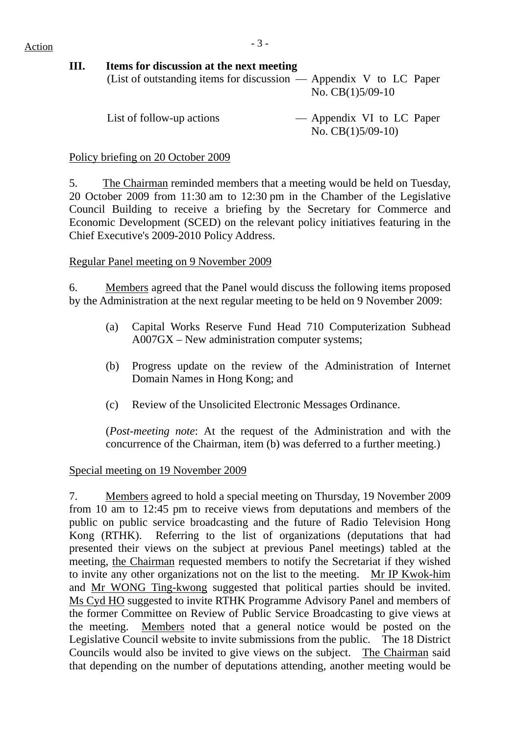Action

**III. Items for discussion at the next meeting**

(List of outstanding items for discussion — Appendix V to LC Paper No. CB(1)5/09-10

List of follow-up actions — Appendix VI to LC Paper No. CB(1)5/09-10)

Policy briefing on 20 October 2009

5. The Chairman reminded members that a meeting would be held on Tuesday, 20 October 2009 from 11:30 am to 12:30 pm in the Chamber of the Legislative Council Building to receive a briefing by the Secretary for Commerce and Economic Development (SCED) on the relevant policy initiatives featuring in the Chief Executive's 2009-2010 Policy Address.

Regular Panel meeting on 9 November 2009

6. Members agreed that the Panel would discuss the following items proposed by the Administration at the next regular meeting to be held on 9 November 2009:

(a) Capital Works Reserve Fund Head 710 Computerization Subhead A007GX – New administration computer systems;

(b) Progress update on the review of the Administration of Internet Domain Names in Hong Kong; and

(c) Review of the Unsolicited Electronic Messages Ordinance.

(*Post-meeting note*: At the request of the Administration and with the concurrence of the Chairman, item (b) was deferred to a further meeting.)

Special meeting on 19 November 2009

7. Members agreed to hold a special meeting on Thursday, 19 November 2009 from 10 am to 12:45 pm to receive views from deputations and members of the public on public service broadcasting and the future of Radio Television Hong Kong (RTHK). Referring to the list of organizations (deputations that had presented their views on the subject at previous Panel meetings) tabled at the meeting, the Chairman requested members to notify the Secretariat if they wished to invite any other organizations not on the list to the meeting. Mr IP Kwok-him and Mr WONG Ting-kwong suggested that political parties should be invited. Ms Cyd HO suggested to invite RTHK Programme Advisory Panel and members of the former Committee on Review of Public Service Broadcasting to give views at the meeting. Members noted that a general notice would be posted on the Legislative Council website to invite submissions from the public. The 18 District Councils would also be invited to give views on the subject. The Chairman said that depending on the number of deputations attending, another meeting would be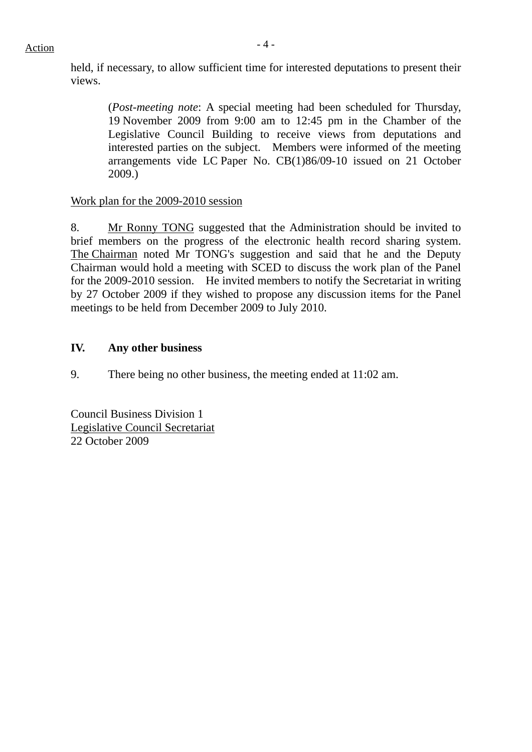held, if necessary, to allow sufficient time for interested deputations to present their views.

> (*Post-meeting note*: A special meeting had been scheduled for Thursday, 19 November 2009 from 9:00 am to 12:45 pm in the Chamber of the Legislative Council Building to receive views from deputations and interested parties on the subject. Members were informed of the meeting arrangements vide LC Paper No. CB(1)86/09-10 issued on 21 October 2009.)

<u>Work plan for the 2009-2010 session</u>

8. <u>Mr Ronny TONG</u> suggested that the Administration should be invited to brief members on the progress of the electronic health record sharing system. <u>The Chairman</u> noted Mr TONG's suggestion and said that he and the Deputy Chairman would hold a meeting with SCED to discuss the work plan of the Panel for the 2009-2010 session. He invited members to notify the Secretariat in writing by 27 October 2009 if they wished to propose any discussion items for the Panel meetings to be held from December 2009 to July 2010.

**IV. Any other business**

9. There being no other business, the meeting ended at 11:02 am.

Council Business Division 1
<u>Legislative Council Secretariat</u>
22 October 2009